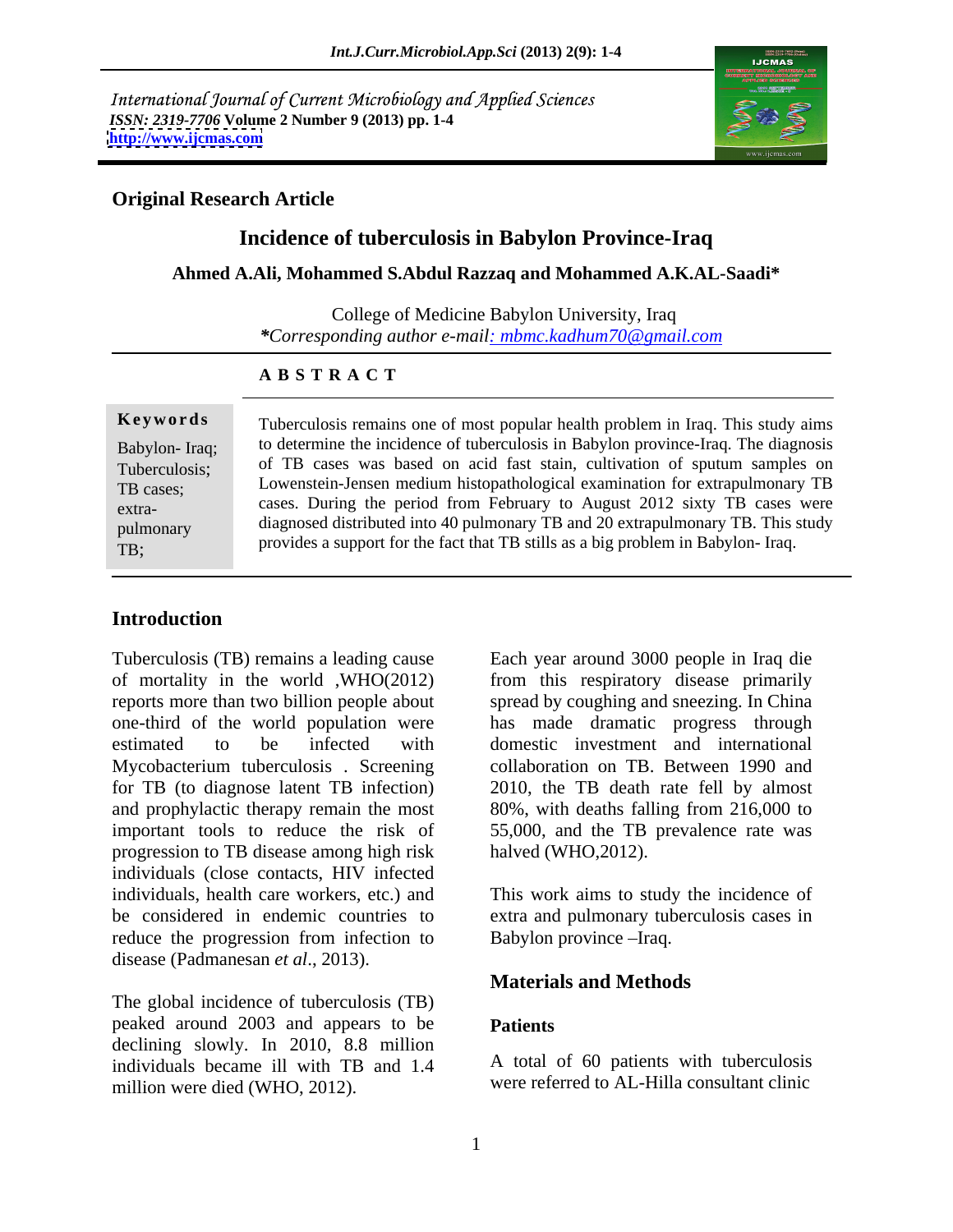International Journal of Current Microbiology and Applied Sciences
*ISSN: 2319-7706* **Volume 2 Number 9 (2013) pp. 1-4**
**http://www.ijcmas.com**

**Original Research Article**

# Incidence of tuberculosis in Babylon Province-Iraq

**Ahmed A.Ali, Mohammed S.Abdul Razzaq and Mohammed A.K.AL-Saadi***

College of Medicine Babylon University, Iraq
*\*Corresponding author e-mail: mbmc.kadhum70@gmail.com*

## A B S T R A C T

**Keywords**

Babylon- Iraq; Tuberculosis; TB cases; extra-pulmonary TB;

Tuberculosis remains one of most popular health problem in Iraq. This study aims to determine the incidence of tuberculosis in Babylon province-Iraq. The diagnosis of TB cases was based on acid fast stain, cultivation of sputum samples on Lowenstein-Jensen medium histopathological examination for extrapulmonary TB cases. During the period from February to August 2012 sixty TB cases were diagnosed distributed into 40 pulmonary TB and 20 extrapulmonary TB. This study provides a support for the fact that TB stills as a big problem in Babylon- Iraq.

## Introduction

Tuberculosis (TB) remains a leading cause of mortality in the world ,WHO(2012) reports more than two billion people about one-third of the world population were estimated to be infected with Mycobacterium tuberculosis . Screening for TB (to diagnose latent TB infection) and prophylactic therapy remain the most important tools to reduce the risk of progression to TB disease among high risk individuals (close contacts, HIV infected individuals, health care workers, etc.) and be considered in endemic countries to reduce the progression from infection to disease (Padmanesan *et al*., 2013).

The global incidence of tuberculosis (TB) peaked around 2003 and appears to be declining slowly. In 2010, 8.8 million individuals became ill with TB and 1.4 million were died (WHO, 2012).

Each year around 3000 people in Iraq die from this respiratory disease primarily spread by coughing and sneezing. In China has made dramatic progress through domestic investment and international collaboration on TB. Between 1990 and 2010, the TB death rate fell by almost 80%, with deaths falling from 216,000 to 55,000, and the TB prevalence rate was halved (WHO,2012).

This work aims to study the incidence of extra and pulmonary tuberculosis cases in Babylon province –Iraq.

## Materials and Methods

### Patients

A total of 60 patients with tuberculosis were referred to AL-Hilla consultant clinic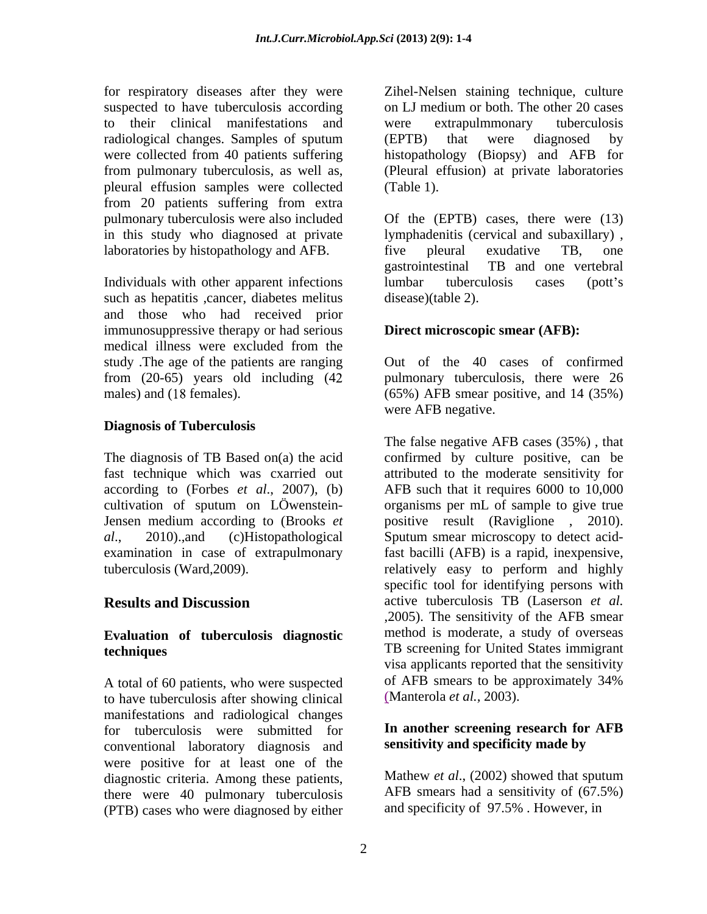for respiratory diseases after they were suspected to have tuberculosis according to their clinical manifestations and radiological changes. Samples of sputum were collected from 40 patients suffering from pulmonary tuberculosis, as well as, pleural effusion samples were collected from 20 patients suffering from extra pulmonary tuberculosis were also included in this study who diagnosed at private laboratories by histopathology and AFB.

Individuals with other apparent infections such as hepatitis ,cancer, diabetes melitus and those who had received prior immunosuppressive therapy or had serious medical illness were excluded from the study .The age of the patients are ranging from (20-65) years old including (42 males) and (18 females).

### Diagnosis of Tuberculosis

The diagnosis of TB Based on(a) the acid fast technique which was cxarried out according to (Forbes *et al*., 2007), (b) cultivation of sputum on LÖwenstein-Jensen medium according to (Brooks *et al*., 2010).,and (c)Histopathological examination in case of extrapulmonary tuberculosis (Ward,2009).

## Results and Discussion

### Evaluation of tuberculosis diagnostic techniques

A total of 60 patients, who were suspected to have tuberculosis after showing clinical manifestations and radiological changes for tuberculosis were submitted for conventional laboratory diagnosis and were positive for at least one of the diagnostic criteria. Among these patients, there were 40 pulmonary tuberculosis (PTB) cases who were diagnosed by either Zihel-Nelsen staining technique, culture on LJ medium or both. The other 20 cases were extrapulmmonary tuberculosis (EPTB) that were diagnosed by histopathology (Biopsy) and AFB for (Pleural effusion) at private laboratories (Table 1).

Of the (EPTB) cases, there were (13) lymphadenitis (cervical and subaxillary) , five pleural exudative TB, one gastrointestinal TB and one vertebral lumbar tuberculosis cases (pott's disease)(table 2).

### Direct microscopic smear (AFB):

Out of the 40 cases of confirmed pulmonary tuberculosis, there were 26 (65%) AFB smear positive, and 14 (35%) were AFB negative.

The false negative AFB cases (35%) , that confirmed by culture positive, can be attributed to the moderate sensitivity for AFB such that it requires 6000 to 10,000 organisms per mL of sample to give true positive result (Raviglione , 2010). Sputum smear microscopy to detect acid-fast bacilli (AFB) is a rapid, inexpensive, relatively easy to perform and highly specific tool for identifying persons with active tuberculosis TB (Laserson *et al.* ,2005). The sensitivity of the AFB smear method is moderate, a study of overseas TB screening for United States immigrant visa applicants reported that the sensitivity of AFB smears to be approximately 34% (Manterola *et al.*, 2003).

### In another screening research for AFB sensitivity and specificity made by

Mathew *et al*., (2002) showed that sputum AFB smears had a sensitivity of (67.5%) and specificity of 97.5% . However, in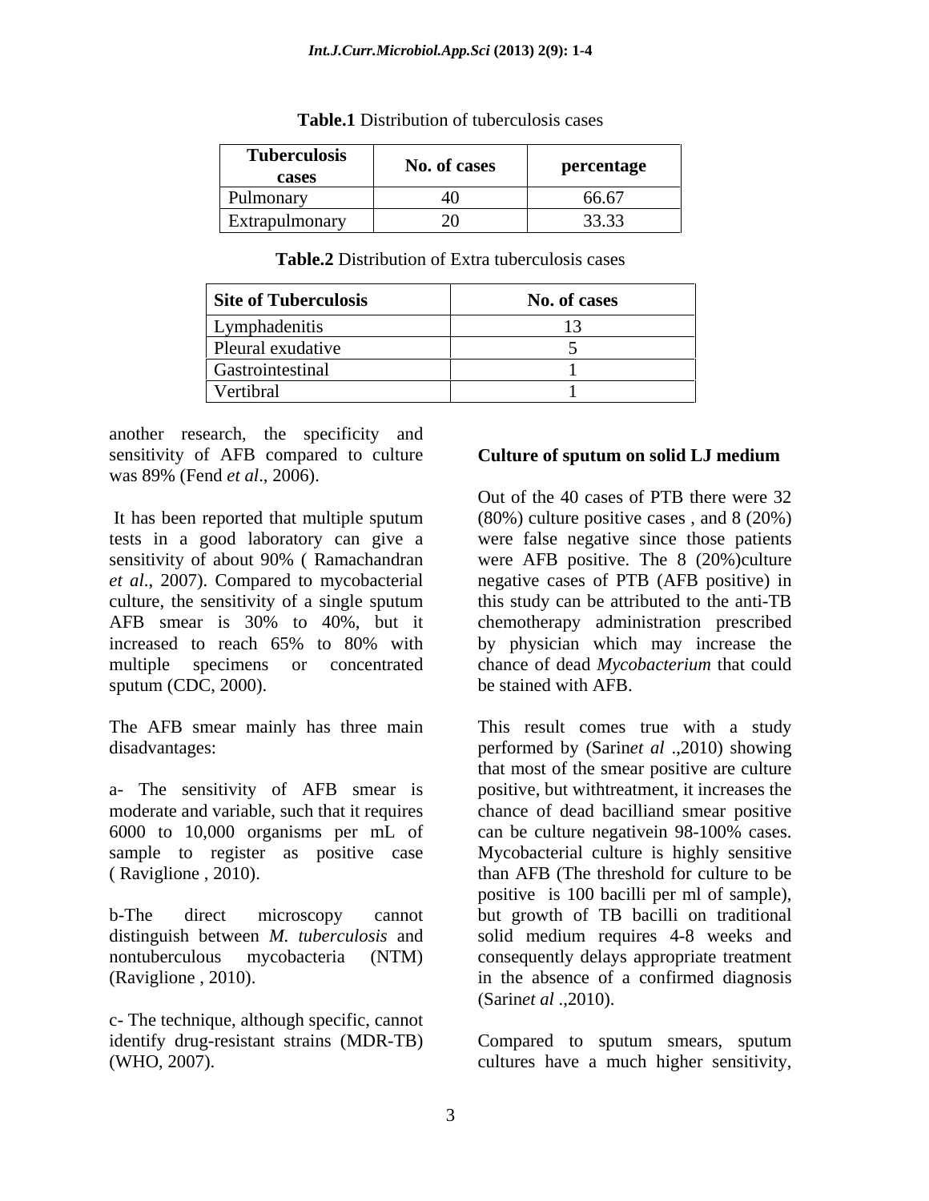**Table.1** Distribution of tuberculosis cases

| Tuberculosis cases | No. of cases | percentage |
|---|---|---|
| Pulmonary | 40 | 66.67 |
| Extrapulmonary | 20 | 33.33 |

**Table.2** Distribution of Extra tuberculosis cases

| Site of Tuberculosis | No. of cases |
|---|---|
| Lymphadenitis | 13 |
| Pleural exudative | 5 |
| Gastrointestinal | 1 |
| Vertibral | 1 |

another research, the specificity and sensitivity of AFB compared to culture was 89% (Fend *et al*., 2006).

It has been reported that multiple sputum tests in a good laboratory can give a sensitivity of about 90% ( Ramachandran *et al*., 2007). Compared to mycobacterial culture, the sensitivity of a single sputum AFB smear is 30% to 40%, but it increased to reach 65% to 80% with multiple specimens or concentrated sputum (CDC, 2000).

The AFB smear mainly has three main disadvantages:

a- The sensitivity of AFB smear is moderate and variable, such that it requires 6000 to 10,000 organisms per mL of sample to register as positive case ( Raviglione , 2010).

b-The direct microscopy cannot distinguish between *M. tuberculosis* and nontuberculous mycobacteria (NTM) (Raviglione , 2010).

c- The technique, although specific, cannot identify drug-resistant strains (MDR-TB) (WHO, 2007).

**Culture of sputum on solid LJ medium**

Out of the 40 cases of PTB there were 32 (80%) culture positive cases , and 8 (20%) were false negative since those patients were AFB positive. The 8 (20%)culture negative cases of PTB (AFB positive) in this study can be attributed to the anti-TB chemotherapy administration prescribed by physician which may increase the chance of dead *Mycobacterium* that could be stained with AFB.

This result comes true with a study performed by (Sarin*et al* .,2010) showing that most of the smear positive are culture positive, but withtreatment, it increases the chance of dead bacilliand smear positive can be culture negativein 98-100% cases. Mycobacterial culture is highly sensitive than AFB (The threshold for culture to be positive is 100 bacilli per ml of sample), but growth of TB bacilli on traditional solid medium requires 4-8 weeks and consequently delays appropriate treatment in the absence of a confirmed diagnosis (Sarin*et al* .,2010).

Compared to sputum smears, sputum cultures have a much higher sensitivity,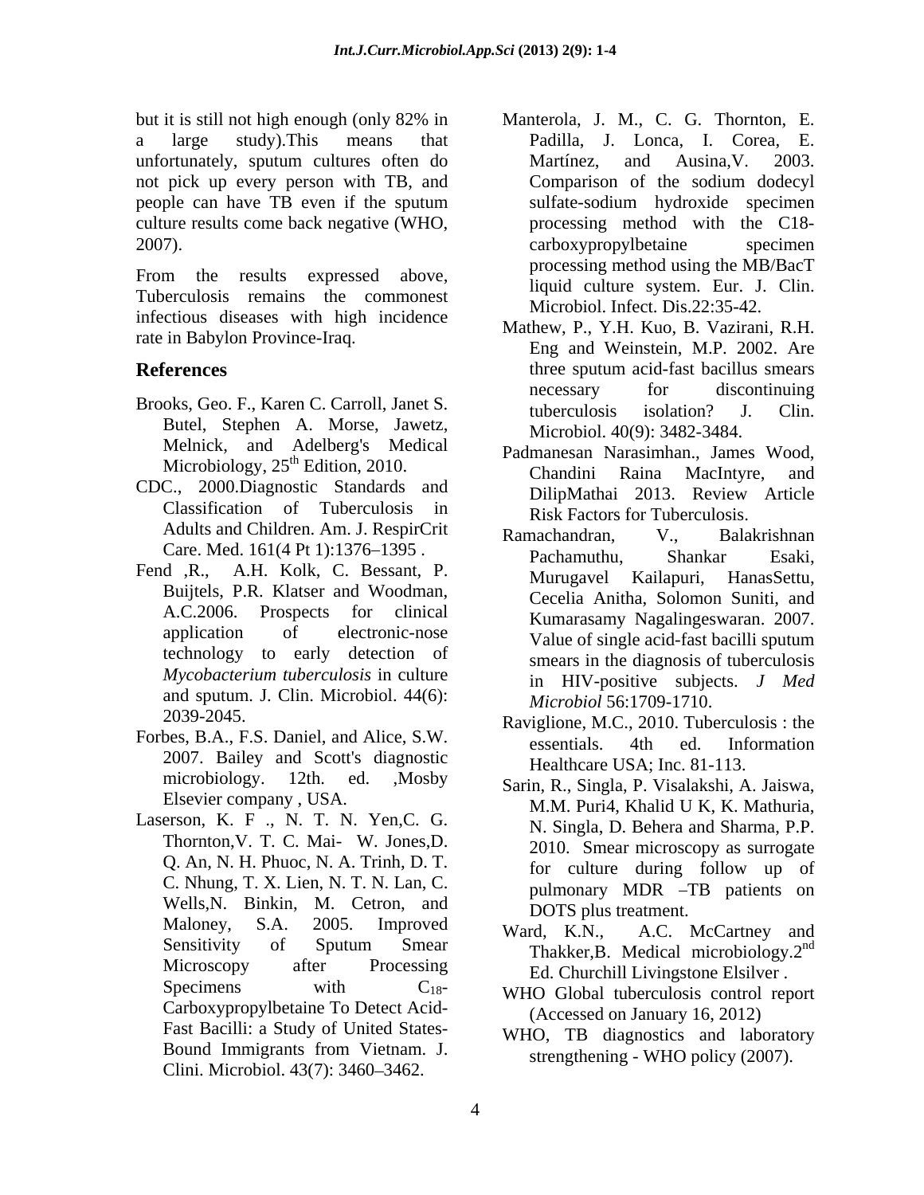but it is still not high enough (only 82% in a large study).This means that unfortunately, sputum cultures often do not pick up every person with TB, and people can have TB even if the sputum culture results come back negative (WHO, 2007).

From the results expressed above, Tuberculosis remains the commonest infectious diseases with high incidence rate in Babylon Province-Iraq.

## References

Brooks, Geo. F., Karen C. Carroll, Janet S. Butel, Stephen A. Morse, Jawetz, Melnick, and Adelberg's Medical Microbiology, 25th Edition, 2010.

CDC., 2000.Diagnostic Standards and Classification of Tuberculosis in Adults and Children. Am. J. RespirCrit Care. Med. 161(4 Pt 1):1376–1395 .

Fend ,R., A.H. Kolk, C. Bessant, P. Buijtels, P.R. Klatser and Woodman, A.C.2006. Prospects for clinical application of electronic-nose technology to early detection of *Mycobacterium tuberculosis* in culture and sputum. J. Clin. Microbiol. 44(6): 2039-2045.

Forbes, B.A., F.S. Daniel, and Alice, S.W. 2007. Bailey and Scott's diagnostic microbiology. 12th. ed. ,Mosby Elsevier company , USA.

Laserson, K. F ., N. T. N. Yen,C. G. Thornton,V. T. C. Mai- W. Jones,D. Q. An, N. H. Phuoc, N. A. Trinh, D. T. C. Nhung, T. X. Lien, N. T. N. Lan, C. Wells,N. Binkin, M. Cetron, and Maloney, S.A. 2005. Improved Sensitivity of Sputum Smear Microscopy after Processing Specimens with $C_{18}$-Carboxypropylbetaine To Detect Acid-Fast Bacilli: a Study of United States-Bound Immigrants from Vietnam. J. Clini. Microbiol. 43(7): 3460–3462.

Manterola, J. M., C. G. Thornton, E. Padilla, J. Lonca, I. Corea, E. Martínez, and Ausina,V. 2003. Comparison of the sodium dodecyl sulfate-sodium hydroxide specimen processing method with the C18-carboxypropylbetaine specimen processing method using the MB/BacT liquid culture system. Eur. J. Clin. Microbiol. Infect. Dis.22:35-42.

Mathew, P., Y.H. Kuo, B. Vazirani, R.H. Eng and Weinstein, M.P. 2002. Are three sputum acid-fast bacillus smears necessary for discontinuing tuberculosis isolation? J. Clin. Microbiol. 40(9): 3482-3484.

Padmanesan Narasimhan., James Wood, Chandini Raina MacIntyre, and DilipMathai 2013. Review Article Risk Factors for Tuberculosis.

Ramachandran, V., Balakrishnan Pachamuthu, Shankar Esaki, Murugavel Kailapuri, HanasSettu, Cecelia Anitha, Solomon Suniti, and Kumarasamy Nagalingeswaran. 2007. Value of single acid-fast bacilli sputum smears in the diagnosis of tuberculosis in HIV-positive subjects. *J Med Microbiol* 56:1709-1710.

Raviglione, M.C., 2010. Tuberculosis : the essentials. 4th ed. Information Healthcare USA; Inc. 81-113.

Sarin, R., Singla, P. Visalakshi, A. Jaiswa, M.M. Puri4, Khalid U K, K. Mathuria, N. Singla, D. Behera and Sharma, P.P. 2010. Smear microscopy as surrogate for culture during follow up of pulmonary MDR –TB patients on DOTS plus treatment.

Ward, K.N., A.C. McCartney and Thakker,B. Medical microbiology.2nd Ed. Churchill Livingstone Elsilver .

WHO Global tuberculosis control report (Accessed on January 16, 2012)

WHO, TB diagnostics and laboratory strengthening - WHO policy (2007).